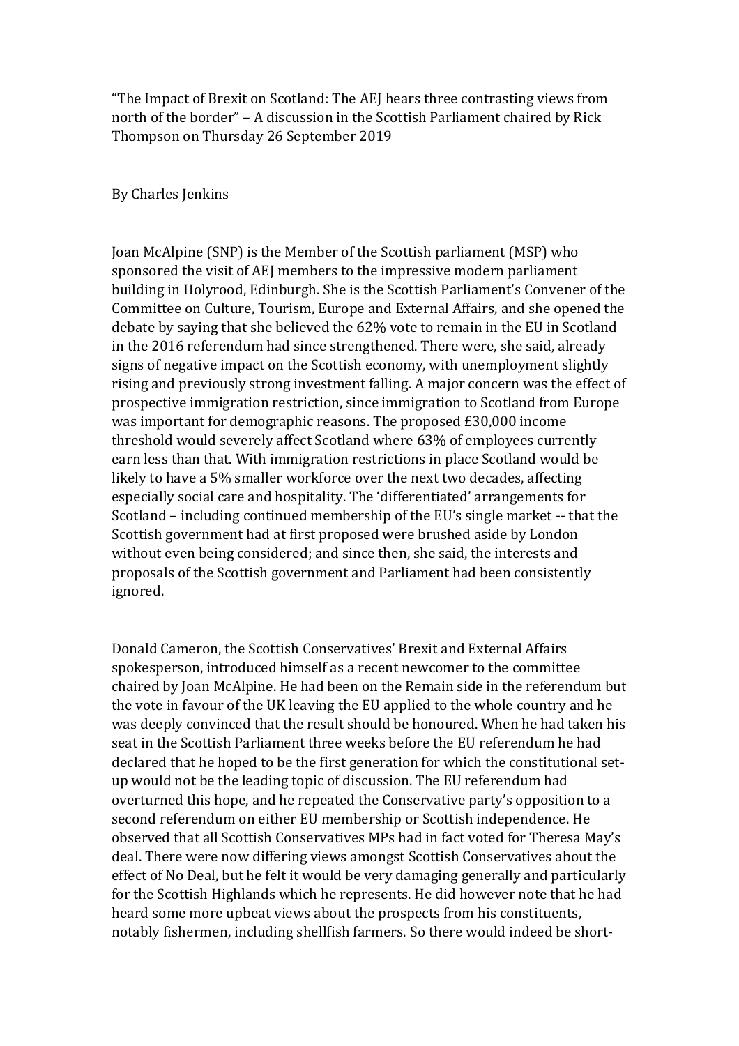"The Impact of Brexit on Scotland: The AEJ hears three contrasting views from north of the border" – A discussion in the Scottish Parliament chaired by Rick Thompson on Thursday 26 September 2019

By Charles Jenkins

Joan McAlpine (SNP) is the Member of the Scottish parliament (MSP) who sponsored the visit of AEJ members to the impressive modern parliament building in Holyrood, Edinburgh. She is the Scottish Parliament's Convener of the Committee on Culture, Tourism, Europe and External Affairs, and she opened the debate by saying that she believed the 62% vote to remain in the EU in Scotland in the 2016 referendum had since strengthened. There were, she said, already signs of negative impact on the Scottish economy, with unemployment slightly rising and previously strong investment falling. A major concern was the effect of prospective immigration restriction, since immigration to Scotland from Europe was important for demographic reasons. The proposed £30,000 income threshold would severely affect Scotland where 63% of employees currently earn less than that. With immigration restrictions in place Scotland would be likely to have a 5% smaller workforce over the next two decades, affecting especially social care and hospitality. The 'differentiated' arrangements for Scotland – including continued membership of the EU's single market -- that the Scottish government had at first proposed were brushed aside by London without even being considered; and since then, she said, the interests and proposals of the Scottish government and Parliament had been consistently ignored.

Donald Cameron, the Scottish Conservatives' Brexit and External Affairs spokesperson, introduced himself as a recent newcomer to the committee chaired by Joan McAlpine. He had been on the Remain side in the referendum but the vote in favour of the UK leaving the EU applied to the whole country and he was deeply convinced that the result should be honoured. When he had taken his seat in the Scottish Parliament three weeks before the EU referendum he had declared that he hoped to be the first generation for which the constitutional set-up would not be the leading topic of discussion. The EU referendum had overturned this hope, and he repeated the Conservative party's opposition to a second referendum on either EU membership or Scottish independence. He observed that all Scottish Conservatives MPs had in fact voted for Theresa May's deal. There were now differing views amongst Scottish Conservatives about the effect of No Deal, but he felt it would be very damaging generally and particularly for the Scottish Highlands which he represents. He did however note that he had heard some more upbeat views about the prospects from his constituents, notably fishermen, including shellfish farmers. So there would indeed be short-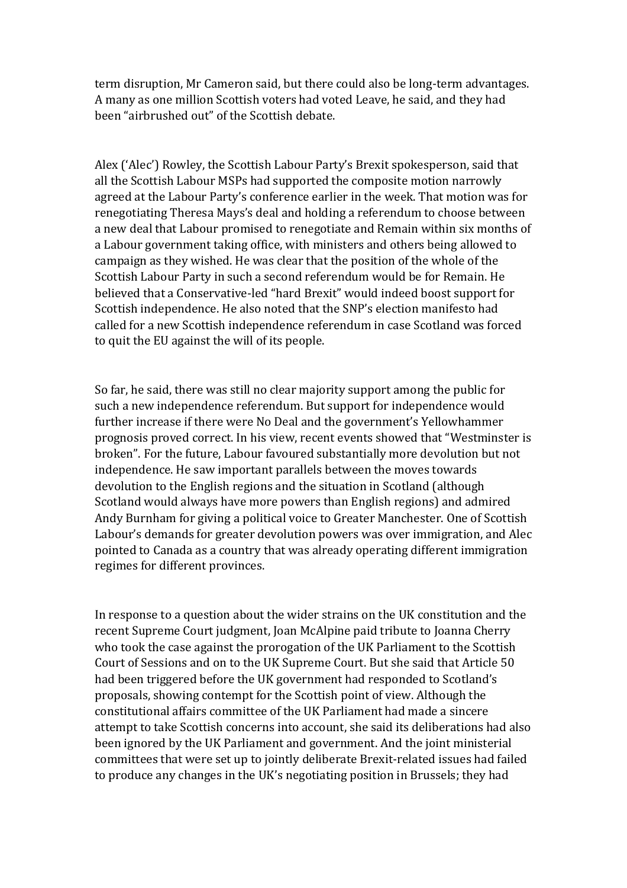term disruption, Mr Cameron said, but there could also be long-term advantages. A many as one million Scottish voters had voted Leave, he said, and they had been "airbrushed out" of the Scottish debate.

Alex ('Alec') Rowley, the Scottish Labour Party's Brexit spokesperson, said that all the Scottish Labour MSPs had supported the composite motion narrowly agreed at the Labour Party's conference earlier in the week. That motion was for renegotiating Theresa Mays's deal and holding a referendum to choose between a new deal that Labour promised to renegotiate and Remain within six months of a Labour government taking office, with ministers and others being allowed to campaign as they wished. He was clear that the position of the whole of the Scottish Labour Party in such a second referendum would be for Remain. He believed that a Conservative-led "hard Brexit" would indeed boost support for Scottish independence. He also noted that the SNP's election manifesto had called for a new Scottish independence referendum in case Scotland was forced to quit the EU against the will of its people.

So far, he said, there was still no clear majority support among the public for such a new independence referendum. But support for independence would further increase if there were No Deal and the government's Yellowhammer prognosis proved correct. In his view, recent events showed that "Westminster is broken". For the future, Labour favoured substantially more devolution but not independence. He saw important parallels between the moves towards devolution to the English regions and the situation in Scotland (although Scotland would always have more powers than English regions) and admired Andy Burnham for giving a political voice to Greater Manchester. One of Scottish Labour's demands for greater devolution powers was over immigration, and Alec pointed to Canada as a country that was already operating different immigration regimes for different provinces.

In response to a question about the wider strains on the UK constitution and the recent Supreme Court judgment, Joan McAlpine paid tribute to Joanna Cherry who took the case against the prorogation of the UK Parliament to the Scottish Court of Sessions and on to the UK Supreme Court. But she said that Article 50 had been triggered before the UK government had responded to Scotland's proposals, showing contempt for the Scottish point of view. Although the constitutional affairs committee of the UK Parliament had made a sincere attempt to take Scottish concerns into account, she said its deliberations had also been ignored by the UK Parliament and government. And the joint ministerial committees that were set up to jointly deliberate Brexit-related issues had failed to produce any changes in the UK's negotiating position in Brussels; they had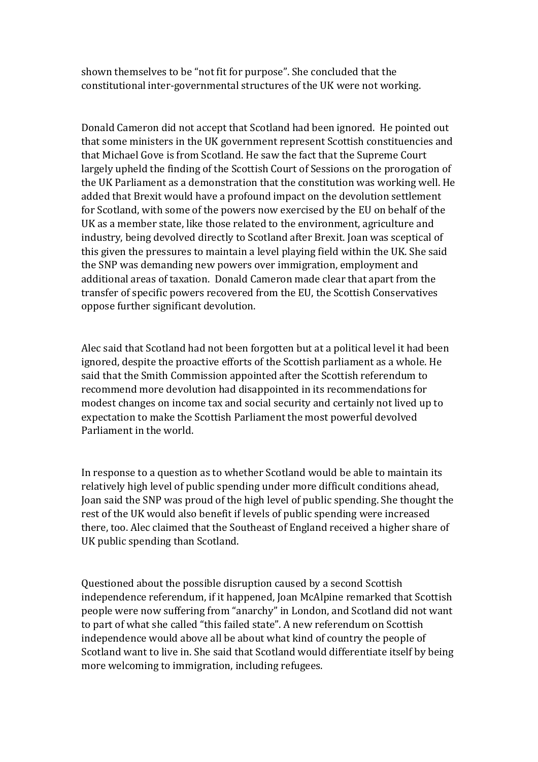shown themselves to be "not fit for purpose". She concluded that the constitutional inter-governmental structures of the UK were not working.

Donald Cameron did not accept that Scotland had been ignored. He pointed out that some ministers in the UK government represent Scottish constituencies and that Michael Gove is from Scotland. He saw the fact that the Supreme Court largely upheld the finding of the Scottish Court of Sessions on the prorogation of the UK Parliament as a demonstration that the constitution was working well. He added that Brexit would have a profound impact on the devolution settlement for Scotland, with some of the powers now exercised by the EU on behalf of the UK as a member state, like those related to the environment, agriculture and industry, being devolved directly to Scotland after Brexit. Joan was sceptical of this given the pressures to maintain a level playing field within the UK. She said the SNP was demanding new powers over immigration, employment and additional areas of taxation. Donald Cameron made clear that apart from the transfer of specific powers recovered from the EU, the Scottish Conservatives oppose further significant devolution.

Alec said that Scotland had not been forgotten but at a political level it had been ignored, despite the proactive efforts of the Scottish parliament as a whole. He said that the Smith Commission appointed after the Scottish referendum to recommend more devolution had disappointed in its recommendations for modest changes on income tax and social security and certainly not lived up to expectation to make the Scottish Parliament the most powerful devolved Parliament in the world.

In response to a question as to whether Scotland would be able to maintain its relatively high level of public spending under more difficult conditions ahead, Joan said the SNP was proud of the high level of public spending. She thought the rest of the UK would also benefit if levels of public spending were increased there, too. Alec claimed that the Southeast of England received a higher share of UK public spending than Scotland.

Questioned about the possible disruption caused by a second Scottish independence referendum, if it happened, Joan McAlpine remarked that Scottish people were now suffering from "anarchy" in London, and Scotland did not want to part of what she called "this failed state". A new referendum on Scottish independence would above all be about what kind of country the people of Scotland want to live in. She said that Scotland would differentiate itself by being more welcoming to immigration, including refugees.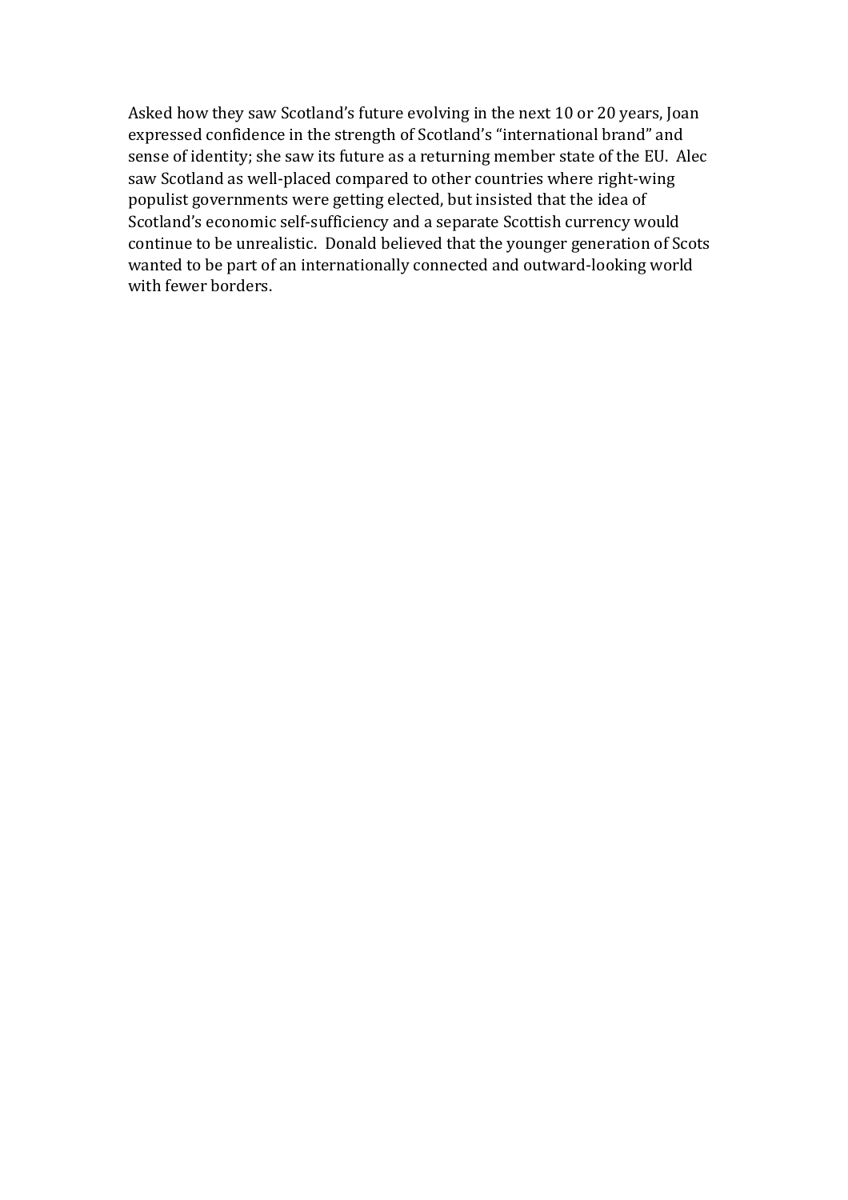Asked how they saw Scotland's future evolving in the next 10 or 20 years, Joan expressed confidence in the strength of Scotland's "international brand" and sense of identity; she saw its future as a returning member state of the EU. Alec saw Scotland as well-placed compared to other countries where right-wing populist governments were getting elected, but insisted that the idea of Scotland's economic self-sufficiency and a separate Scottish currency would continue to be unrealistic. Donald believed that the younger generation of Scots wanted to be part of an internationally connected and outward-looking world with fewer borders.